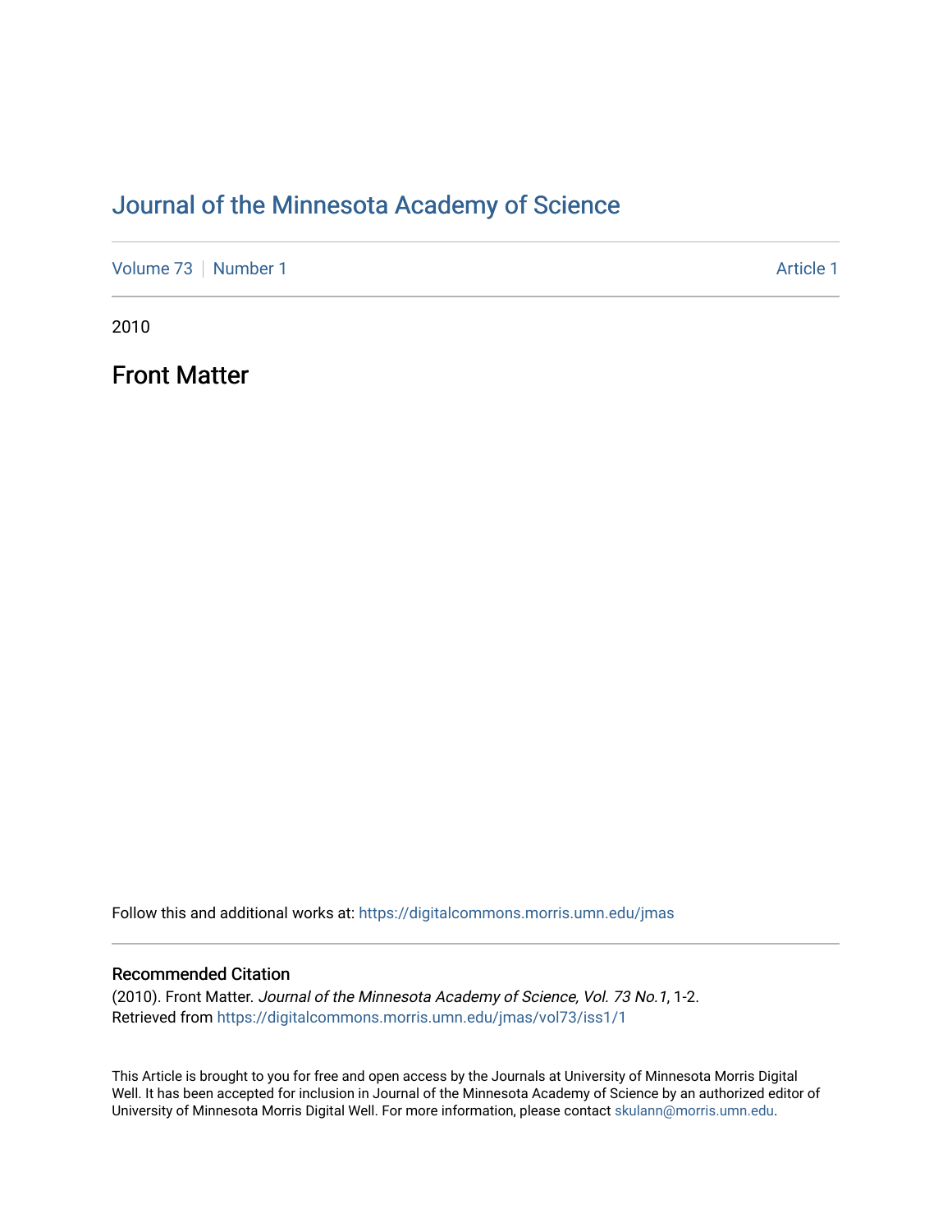# Journal of the Minnesota Academy of Science

Volume 73 | Number 1 | Article 1

2010

## Front Matter

Follow this and additional works at: https://digitalcommons.morris.umn.edu/jmas

### Recommended Citation

(2010). Front Matter. *Journal of the Minnesota Academy of Science, Vol. 73 No.1*, 1-2.
Retrieved from https://digitalcommons.morris.umn.edu/jmas/vol73/iss1/1

This Article is brought to you for free and open access by the Journals at University of Minnesota Morris Digital Well. It has been accepted for inclusion in Journal of the Minnesota Academy of Science by an authorized editor of University of Minnesota Morris Digital Well. For more information, please contact skulann@morris.umn.edu.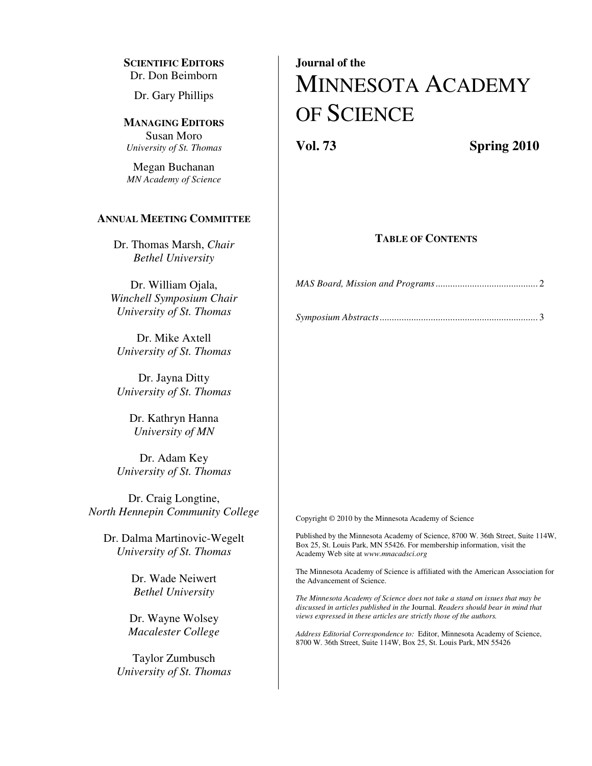**SCIENTIFIC EDITORS**
Dr. Don Beimborn
Dr. Gary Phillips

**MANAGING EDITORS**
Susan Moro
*University of St. Thomas*

Megan Buchanan
*MN Academy of Science*

**ANNUAL MEETING COMMITTEE**

Dr. Thomas Marsh, *Chair*
*Bethel University*

Dr. William Ojala,
*Winchell Symposium Chair*
*University of St. Thomas*

Dr. Mike Axtell
*University of St. Thomas*

Dr. Jayna Ditty
*University of St. Thomas*

Dr. Kathryn Hanna
*University of MN*

Dr. Adam Key
*University of St. Thomas*

Dr. Craig Longtine,
*North Hennepin Community College*

Dr. Dalma Martinovic-Wegelt
*University of St. Thomas*

Dr. Wade Neiwert
*Bethel University*

Dr. Wayne Wolsey
*Macalester College*

Taylor Zumbusch
*University of St. Thomas*

**Journal of the**

# MINNESOTA ACADEMY OF SCIENCE

**Vol. 73** **Spring 2010**

## TABLE OF CONTENTS

*MAS Board, Mission and Programs* .......................................... 2

*Symposium Abstracts* ................................................................ 3

Copyright © 2010 by the Minnesota Academy of Science

Published by the Minnesota Academy of Science, 8700 W. 36th Street, Suite 114W, Box 25, St. Louis Park, MN 55426. For membership information, visit the Academy Web site at *www.mnacadsci.org*

The Minnesota Academy of Science is affiliated with the American Association for the Advancement of Science.

*The Minnesota Academy of Science does not take a stand on issues that may be discussed in articles published in the* Journal*. Readers should bear in mind that views expressed in these articles are strictly those of the authors.*

*Address Editorial Correspondence to:* Editor, Minnesota Academy of Science, 8700 W. 36th Street, Suite 114W, Box 25, St. Louis Park, MN 55426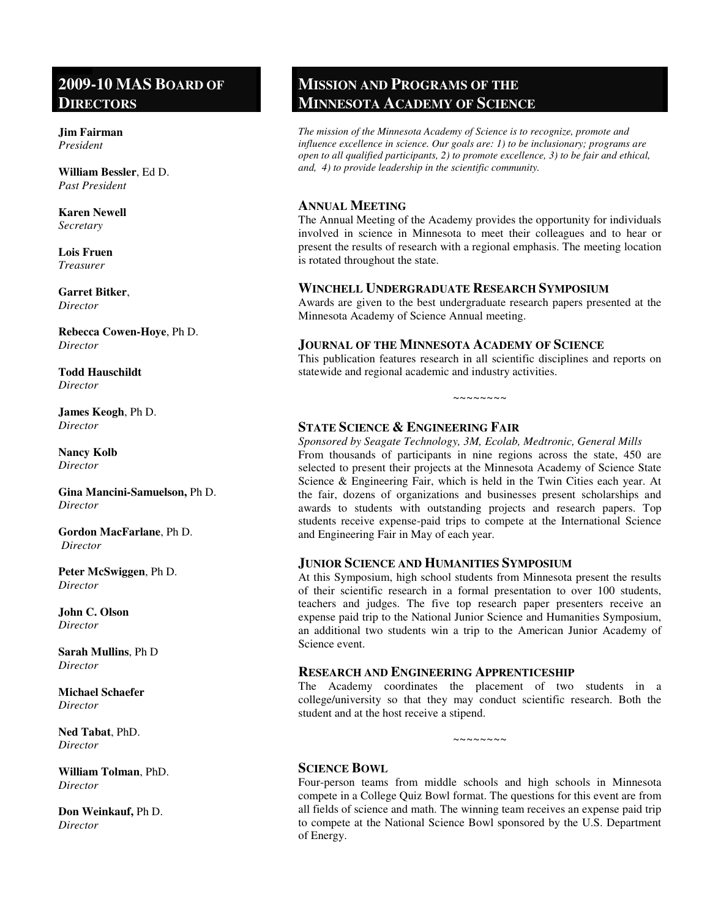## 2009-10 MAS Board of Directors

**Jim Fairman**
*President*

**William Bessler**, Ed D.
*Past President*

**Karen Newell**
*Secretary*

**Lois Fruen**
*Treasurer*

**Garret Bitker**,
*Director*

**Rebecca Cowen-Hoye**, Ph D.
*Director*

**Todd Hauschildt**
*Director*

**James Keogh**, Ph D.
*Director*

**Nancy Kolb**
*Director*

**Gina Mancini-Samuelson,** Ph D.
*Director*

**Gordon MacFarlane**, Ph D.
*Director*

**Peter McSwiggen**, Ph D.
*Director*

**John C. Olson**
*Director*

**Sarah Mullins**, Ph D
*Director*

**Michael Schaefer**
*Director*

**Ned Tabat**, PhD.
*Director*

**William Tolman**, PhD.
*Director*

**Don Weinkauf,** Ph D.
*Director*

## Mission and Programs of the Minnesota Academy of Science

*The mission of the Minnesota Academy of Science is to recognize, promote and influence excellence in science. Our goals are: 1) to be inclusionary; programs are open to all qualified participants, 2) to promote excellence, 3) to be fair and ethical, and, 4) to provide leadership in the scientific community.*

### Annual Meeting

The Annual Meeting of the Academy provides the opportunity for individuals involved in science in Minnesota to meet their colleagues and to hear or present the results of research with a regional emphasis. The meeting location is rotated throughout the state.

### Winchell Undergraduate Research Symposium

Awards are given to the best undergraduate research papers presented at the Minnesota Academy of Science Annual meeting.

### Journal of the Minnesota Academy of Science

This publication features research in all scientific disciplines and reports on statewide and regional academic and industry activities.

~~~~~~~~

### State Science & Engineering Fair

*Sponsored by Seagate Technology, 3M, Ecolab, Medtronic, General Mills*

From thousands of participants in nine regions across the state, 450 are selected to present their projects at the Minnesota Academy of Science State Science & Engineering Fair, which is held in the Twin Cities each year. At the fair, dozens of organizations and businesses present scholarships and awards to students with outstanding projects and research papers. Top students receive expense-paid trips to compete at the International Science and Engineering Fair in May of each year.

### Junior Science and Humanities Symposium

At this Symposium, high school students from Minnesota present the results of their scientific research in a formal presentation to over 100 students, teachers and judges. The five top research paper presenters receive an expense paid trip to the National Junior Science and Humanities Symposium, an additional two students win a trip to the American Junior Academy of Science event.

### Research and Engineering Apprenticeship

The Academy coordinates the placement of two students in a college/university so that they may conduct scientific research. Both the student and at the host receive a stipend.

~~~~~~~~

### Science Bowl

Four-person teams from middle schools and high schools in Minnesota compete in a College Quiz Bowl format. The questions for this event are from all fields of science and math. The winning team receives an expense paid trip to compete at the National Science Bowl sponsored by the U.S. Department of Energy.